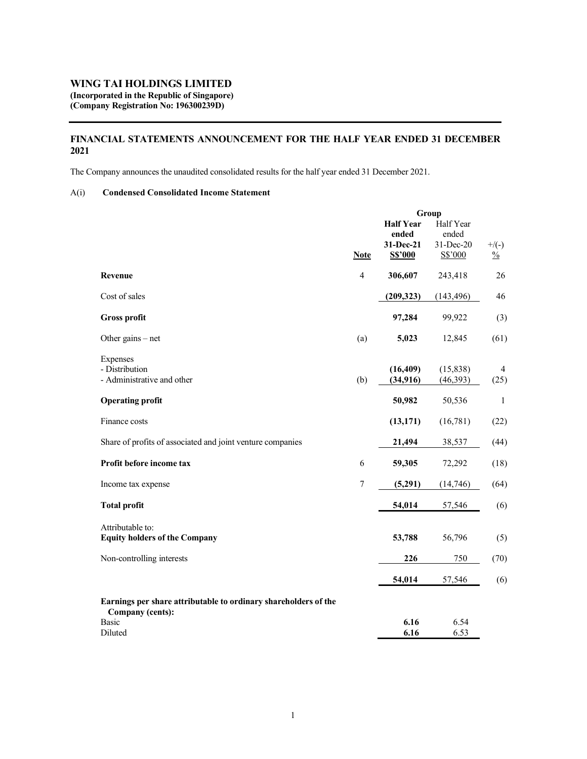# WING TAI HOLDINGS LIMITED

**(Incorporated in the Republic of Singapore)**
**(Company Registration No: 196300239D)**

## FINANCIAL STATEMENTS ANNOUNCEMENT FOR THE HALF YEAR ENDED 31 DECEMBER 2021

The Company announces the unaudited consolidated results for the half year ended 31 December 2021.

### A(i) Condensed Consolidated Income Statement

| | Note | Group | | |
|---|---|---|---|---|
| | | **Half Year ended 31-Dec-21 S$'000** | Half Year ended 31-Dec-20 S$'000 | +/(-) % |
| **Revenue** | 4 | **306,607** | 243,418 | 26 |
| Cost of sales | | **(209,323)** | (143,496) | 46 |
| **Gross profit** | | **97,284** | 99,922 | (3) |
| Other gains – net | (a) | **5,023** | 12,845 | (61) |
| Expenses | | | | |
| - Distribution | | **(16,409)** | (15,838) | 4 |
| - Administrative and other | (b) | **(34,916)** | (46,393) | (25) |
| **Operating profit** | | **50,982** | 50,536 | 1 |
| Finance costs | | **(13,171)** | (16,781) | (22) |
| Share of profits of associated and joint venture companies | | **21,494** | 38,537 | (44) |
| **Profit before income tax** | 6 | **59,305** | 72,292 | (18) |
| Income tax expense | 7 | **(5,291)** | (14,746) | (64) |
| **Total profit** | | **54,014** | 57,546 | (6) |
| Attributable to: | | | | |
| **Equity holders of the Company** | | **53,788** | 56,796 | (5) |
| Non-controlling interests | | **226** | 750 | (70) |
| | | **54,014** | 57,546 | (6) |
| **Earnings per share attributable to ordinary shareholders of the Company (cents):** | | | | |
| Basic | | **6.16** | 6.54 | |
| Diluted | | **6.16** | 6.53 | |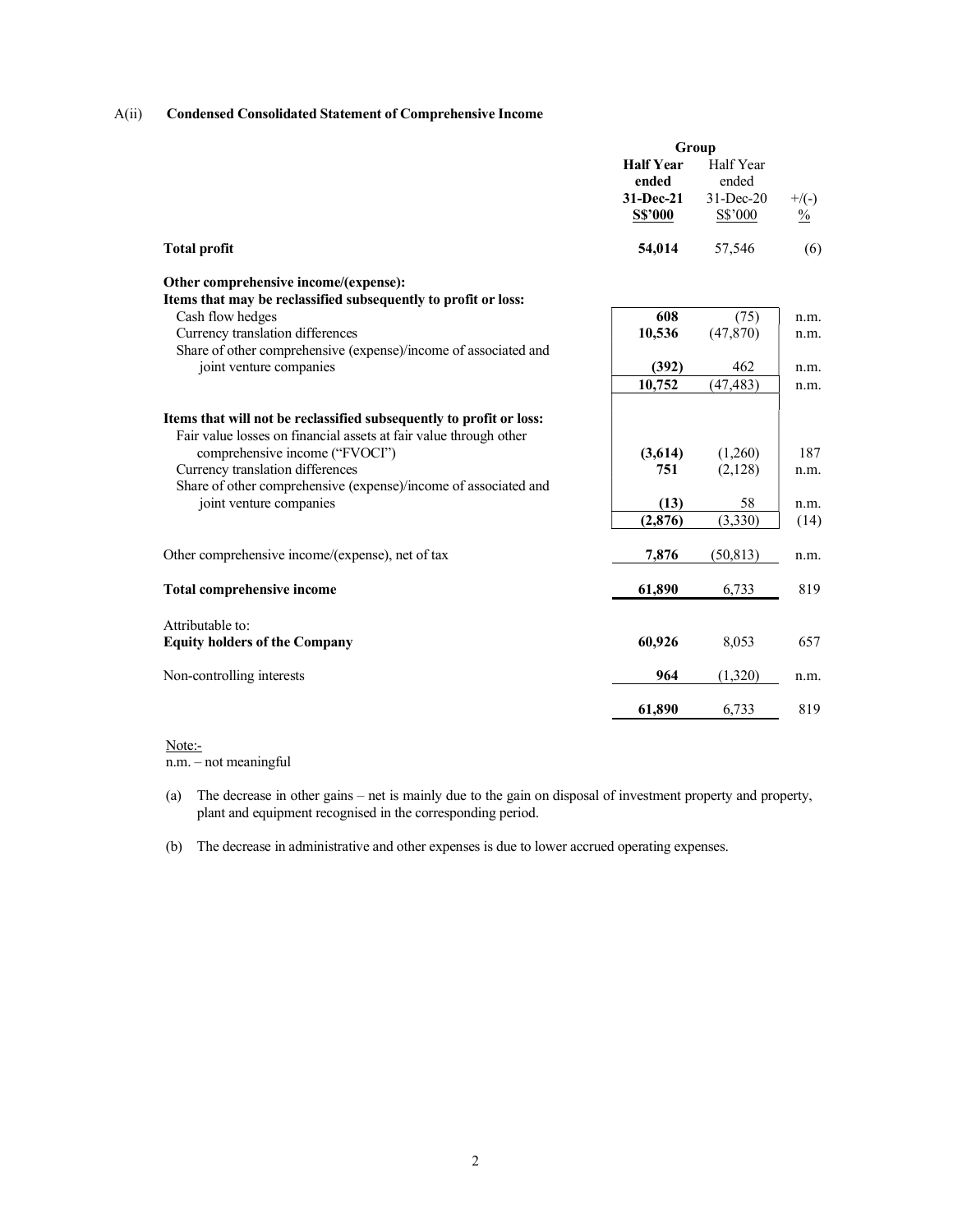A(ii) **Condensed Consolidated Statement of Comprehensive Income**

| | Group | | |
|---|---|---|---|
| | **Half Year ended 31-Dec-21 S$'000** | Half Year ended 31-Dec-20 S$'000 | +/(-) % |
| **Total profit** | **54,014** | 57,546 | (6) |
| **Other comprehensive income/(expense):** | | | |
| **Items that may be reclassified subsequently to profit or loss:** | | | |
| Cash flow hedges | **608** | (75) | n.m. |
| Currency translation differences | **10,536** | (47,870) | n.m. |
| Share of other comprehensive (expense)/income of associated and joint venture companies | **(392)** | 462 | n.m. |
| | **10,752** | (47,483) | n.m. |
| **Items that will not be reclassified subsequently to profit or loss:** | | | |
| Fair value losses on financial assets at fair value through other comprehensive income ("FVOCI") | **(3,614)** | (1,260) | 187 |
| Currency translation differences | **751** | (2,128) | n.m. |
| Share of other comprehensive (expense)/income of associated and joint venture companies | **(13)** | 58 | n.m. |
| | **(2,876)** | (3,330) | (14) |
| Other comprehensive income/(expense), net of tax | **7,876** | (50,813) | n.m. |
| **Total comprehensive income** | **61,890** | 6,733 | 819 |
| Attributable to: | | | |
| **Equity holders of the Company** | **60,926** | 8,053 | 657 |
| Non-controlling interests | **964** | (1,320) | n.m. |
| | **61,890** | 6,733 | 819 |

Note:-
n.m. – not meaningful

(a) The decrease in other gains – net is mainly due to the gain on disposal of investment property and property, plant and equipment recognised in the corresponding period.

(b) The decrease in administrative and other expenses is due to lower accrued operating expenses.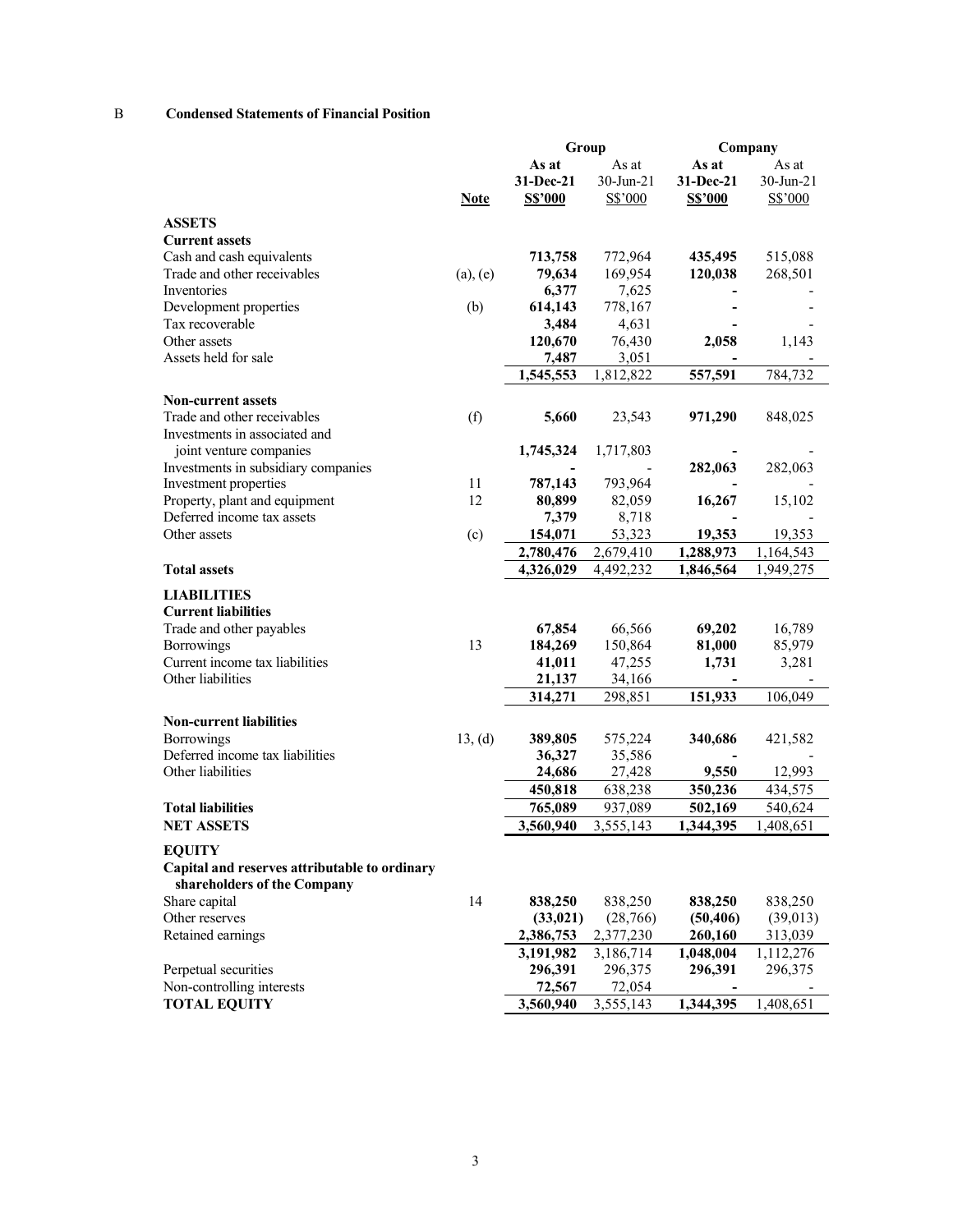B **Condensed Statements of Financial Position**

| | Note | Group | | Company | |
|---|---|---|---|---|---|
| | | **As at 31-Dec-21 S$'000** | As at 30-Jun-21 S$'000 | **As at 31-Dec-21 S$'000** | As at 30-Jun-21 S$'000 |
| **ASSETS** | | | | | |
| **Current assets** | | | | | |
| Cash and cash equivalents | | **713,758** | 772,964 | **435,495** | 515,088 |
| Trade and other receivables | (a), (e) | **79,634** | 169,954 | **120,038** | 268,501 |
| Inventories | | **6,377** | 7,625 | **-** | - |
| Development properties | (b) | **614,143** | 778,167 | **-** | - |
| Tax recoverable | | **3,484** | 4,631 | **-** | - |
| Other assets | | **120,670** | 76,430 | **2,058** | 1,143 |
| Assets held for sale | | **7,487** | 3,051 | **-** | - |
| | | **1,545,553** | 1,812,822 | **557,591** | 784,732 |
| **Non-current assets** | | | | | |
| Trade and other receivables | (f) | **5,660** | 23,543 | **971,290** | 848,025 |
| Investments in associated and joint venture companies | | **1,745,324** | 1,717,803 | **-** | - |
| Investments in subsidiary companies | | **-** | - | **282,063** | 282,063 |
| Investment properties | 11 | **787,143** | 793,964 | **-** | - |
| Property, plant and equipment | 12 | **80,899** | 82,059 | **16,267** | 15,102 |
| Deferred income tax assets | | **7,379** | 8,718 | **-** | - |
| Other assets | (c) | **154,071** | 53,323 | **19,353** | 19,353 |
| | | **2,780,476** | 2,679,410 | **1,288,973** | 1,164,543 |
| **Total assets** | | **4,326,029** | 4,492,232 | **1,846,564** | 1,949,275 |
| **LIABILITIES** | | | | | |
| **Current liabilities** | | | | | |
| Trade and other payables | | **67,854** | 66,566 | **69,202** | 16,789 |
| Borrowings | 13 | **184,269** | 150,864 | **81,000** | 85,979 |
| Current income tax liabilities | | **41,011** | 47,255 | **1,731** | 3,281 |
| Other liabilities | | **21,137** | 34,166 | **-** | - |
| | | **314,271** | 298,851 | **151,933** | 106,049 |
| **Non-current liabilities** | | | | | |
| Borrowings | 13, (d) | **389,805** | 575,224 | **340,686** | 421,582 |
| Deferred income tax liabilities | | **36,327** | 35,586 | **-** | - |
| Other liabilities | | **24,686** | 27,428 | **9,550** | 12,993 |
| | | **450,818** | 638,238 | **350,236** | 434,575 |
| **Total liabilities** | | **765,089** | 937,089 | **502,169** | 540,624 |
| **NET ASSETS** | | **3,560,940** | 3,555,143 | **1,344,395** | 1,408,651 |
| **EQUITY** | | | | | |
| **Capital and reserves attributable to ordinary shareholders of the Company** | | | | | |
| Share capital | 14 | **838,250** | 838,250 | **838,250** | 838,250 |
| Other reserves | | **(33,021)** | (28,766) | **(50,406)** | (39,013) |
| Retained earnings | | **2,386,753** | 2,377,230 | **260,160** | 313,039 |
| | | **3,191,982** | 3,186,714 | **1,048,004** | 1,112,276 |
| Perpetual securities | | **296,391** | 296,375 | **296,391** | 296,375 |
| Non-controlling interests | | **72,567** | 72,054 | **-** | - |
| **TOTAL EQUITY** | | **3,560,940** | 3,555,143 | **1,344,395** | 1,408,651 |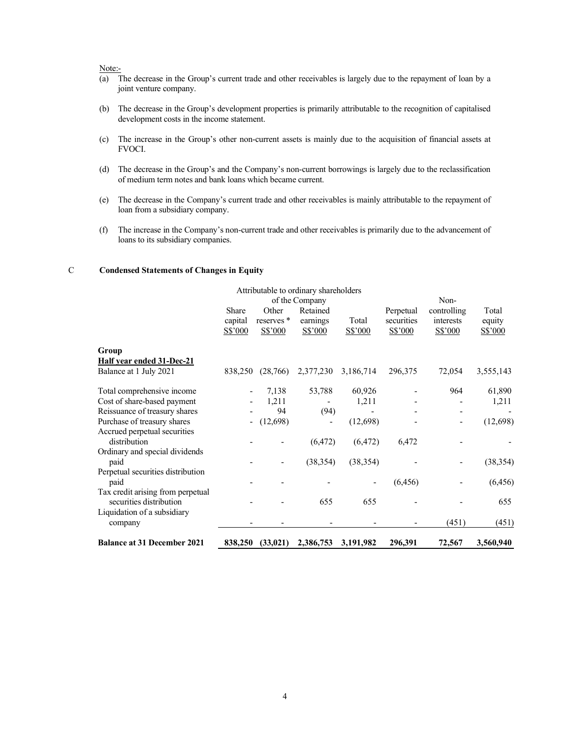Note:-

(a) The decrease in the Group's current trade and other receivables is largely due to the repayment of loan by a joint venture company.

(b) The decrease in the Group's development properties is primarily attributable to the recognition of capitalised development costs in the income statement.

(c) The increase in the Group's other non-current assets is mainly due to the acquisition of financial assets at FVOCI.

(d) The decrease in the Group's and the Company's non-current borrowings is largely due to the reclassification of medium term notes and bank loans which became current.

(e) The decrease in the Company's current trade and other receivables is mainly attributable to the repayment of loan from a subsidiary company.

(f) The increase in the Company's non-current trade and other receivables is primarily due to the advancement of loans to its subsidiary companies.

## C Condensed Statements of Changes in Equity

| | Attributable to ordinary shareholders of the Company | | | | | | |
|---|---|---|---|---|---|---|---|
| | Share capital S$'000 | Other reserves * S$'000 | Retained earnings S$'000 | Total S$'000 | Perpetual securities S$'000 | Non-controlling interests S$'000 | Total equity S$'000 |
| **Group** | | | | | | | |
| **Half year ended 31-Dec-21** | | | | | | | |
| Balance at 1 July 2021 | 838,250 | (28,766) | 2,377,230 | 3,186,714 | 296,375 | 72,054 | 3,555,143 |
| Total comprehensive income | - | 7,138 | 53,788 | 60,926 | - | 964 | 61,890 |
| Cost of share-based payment | - | 1,211 | - | 1,211 | - | - | 1,211 |
| Reissuance of treasury shares | - | 94 | (94) | - | - | - | - |
| Purchase of treasury shares | - | (12,698) | - | (12,698) | - | - | (12,698) |
| Accrued perpetual securities distribution | - | - | (6,472) | (6,472) | 6,472 | - | - |
| Ordinary and special dividends paid | - | - | (38,354) | (38,354) | - | - | (38,354) |
| Perpetual securities distribution paid | - | - | - | - | (6,456) | - | (6,456) |
| Tax credit arising from perpetual securities distribution | - | - | 655 | 655 | - | - | 655 |
| Liquidation of a subsidiary company | - | - | - | - | - | (451) | (451) |
| **Balance at 31 December 2021** | **838,250** | **(33,021)** | **2,386,753** | **3,191,982** | **296,391** | **72,567** | **3,560,940** |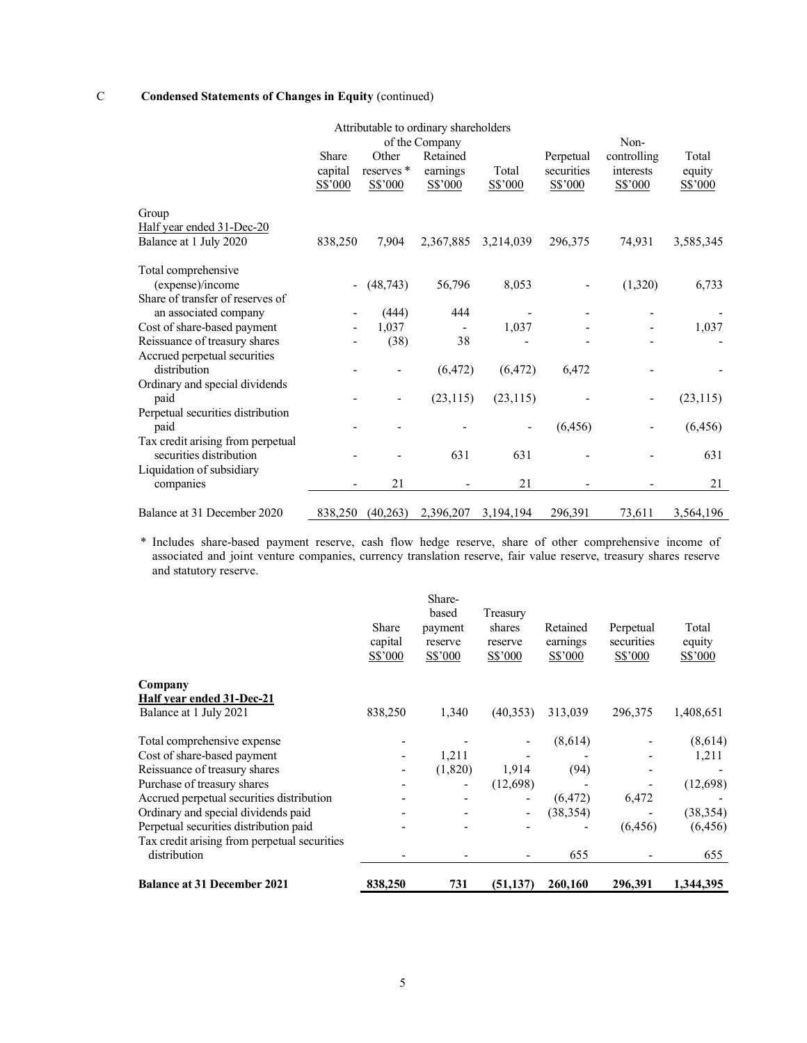C **Condensed Statements of Changes in Equity** (continued)

| | Attributable to ordinary shareholders of the Company | | | | | | |
|---|---|---|---|---|---|---|---|
| | Share capital S$'000 | Other reserves * S$'000 | Retained earnings S$'000 | Total S$'000 | Perpetual securities S$'000 | Non-controlling interests S$'000 | Total equity S$'000 |
| Group | | | | | | | |
| Half year ended 31-Dec-20 | | | | | | | |
| Balance at 1 July 2020 | 838,250 | 7,904 | 2,367,885 | 3,214,039 | 296,375 | 74,931 | 3,585,345 |
| Total comprehensive (expense)/income | - | (48,743) | 56,796 | 8,053 | - | (1,320) | 6,733 |
| Share of transfer of reserves of an associated company | - | (444) | 444 | - | - | - | - |
| Cost of share-based payment | - | 1,037 | - | 1,037 | - | - | 1,037 |
| Reissuance of treasury shares | - | (38) | 38 | - | - | - | - |
| Accrued perpetual securities distribution | - | - | (6,472) | (6,472) | 6,472 | - | - |
| Ordinary and special dividends paid | - | - | (23,115) | (23,115) | - | - | (23,115) |
| Perpetual securities distribution paid | - | - | - | - | (6,456) | - | (6,456) |
| Tax credit arising from perpetual securities distribution | - | - | 631 | 631 | - | - | 631 |
| Liquidation of subsidiary companies | - | 21 | - | 21 | - | - | 21 |
| Balance at 31 December 2020 | 838,250 | (40,263) | 2,396,207 | 3,194,194 | 296,391 | 73,611 | 3,564,196 |

\* Includes share-based payment reserve, cash flow hedge reserve, share of other comprehensive income of associated and joint venture companies, currency translation reserve, fair value reserve, treasury shares reserve and statutory reserve.

| | Share capital S$'000 | Share-based payment reserve S$'000 | Treasury shares reserve S$'000 | Retained earnings S$'000 | Perpetual securities S$'000 | Total equity S$'000 |
|---|---|---|---|---|---|---|
| **Company** | | | | | | |
| **Half year ended 31-Dec-21** | | | | | | |
| Balance at 1 July 2021 | 838,250 | 1,340 | (40,353) | 313,039 | 296,375 | 1,408,651 |
| Total comprehensive expense | - | - | - | (8,614) | - | (8,614) |
| Cost of share-based payment | - | 1,211 | - | - | - | 1,211 |
| Reissuance of treasury shares | - | (1,820) | 1,914 | (94) | - | - |
| Purchase of treasury shares | - | - | (12,698) | - | - | (12,698) |
| Accrued perpetual securities distribution | - | - | - | (6,472) | 6,472 | - |
| Ordinary and special dividends paid | - | - | - | (38,354) | - | (38,354) |
| Perpetual securities distribution paid | - | - | - | - | (6,456) | (6,456) |
| Tax credit arising from perpetual securities distribution | - | - | - | 655 | - | 655 |
| **Balance at 31 December 2021** | **838,250** | **731** | **(51,137)** | **260,160** | **296,391** | **1,344,395** |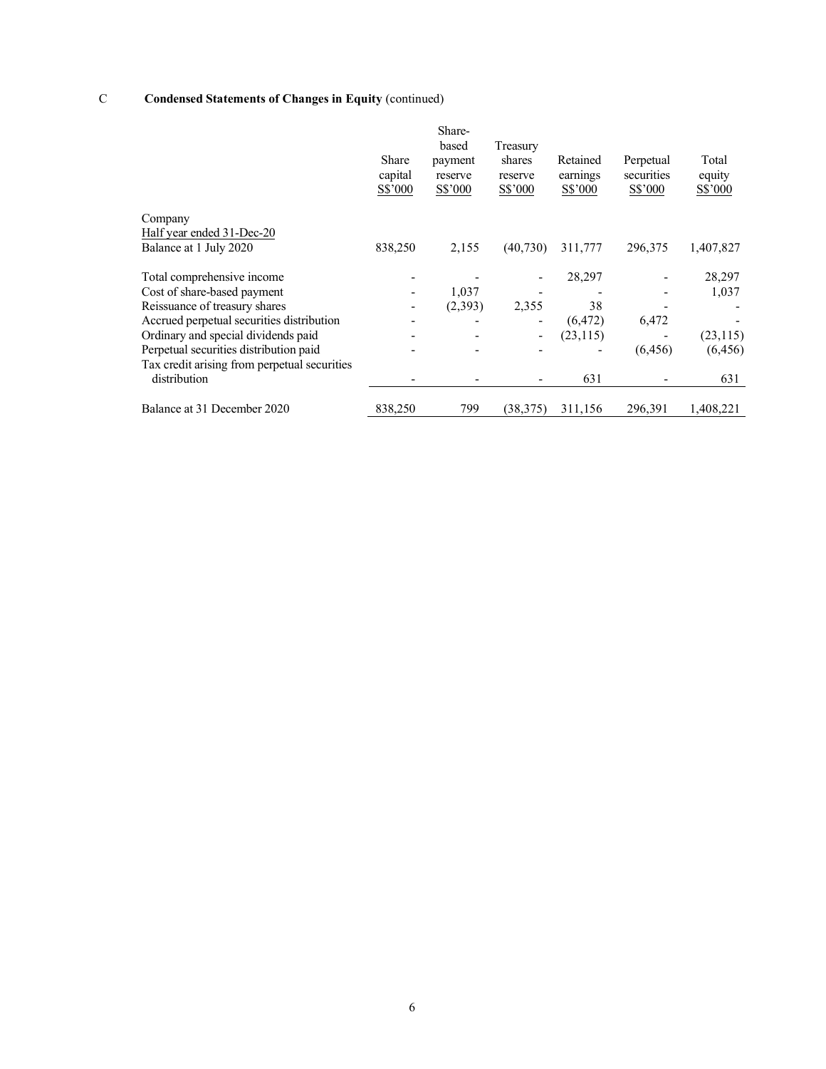C **Condensed Statements of Changes in Equity** (continued)

| | Share capital S$'000 | Share-based payment reserve S$'000 | Treasury shares reserve S$'000 | Retained earnings S$'000 | Perpetual securities S$'000 | Total equity S$'000 |
|---|---|---|---|---|---|---|
| Company | | | | | | |
| Half year ended 31-Dec-20 | | | | | | |
| Balance at 1 July 2020 | 838,250 | 2,155 | (40,730) | 311,777 | 296,375 | 1,407,827 |
| Total comprehensive income | - | - | - | 28,297 | - | 28,297 |
| Cost of share-based payment | - | 1,037 | - | - | - | 1,037 |
| Reissuance of treasury shares | - | (2,393) | 2,355 | 38 | - | - |
| Accrued perpetual securities distribution | - | - | - | (6,472) | 6,472 | - |
| Ordinary and special dividends paid | - | - | - | (23,115) | - | (23,115) |
| Perpetual securities distribution paid | - | - | - | - | (6,456) | (6,456) |
| Tax credit arising from perpetual securities distribution | - | - | - | 631 | - | 631 |
| Balance at 31 December 2020 | 838,250 | 799 | (38,375) | 311,156 | 296,391 | 1,408,221 |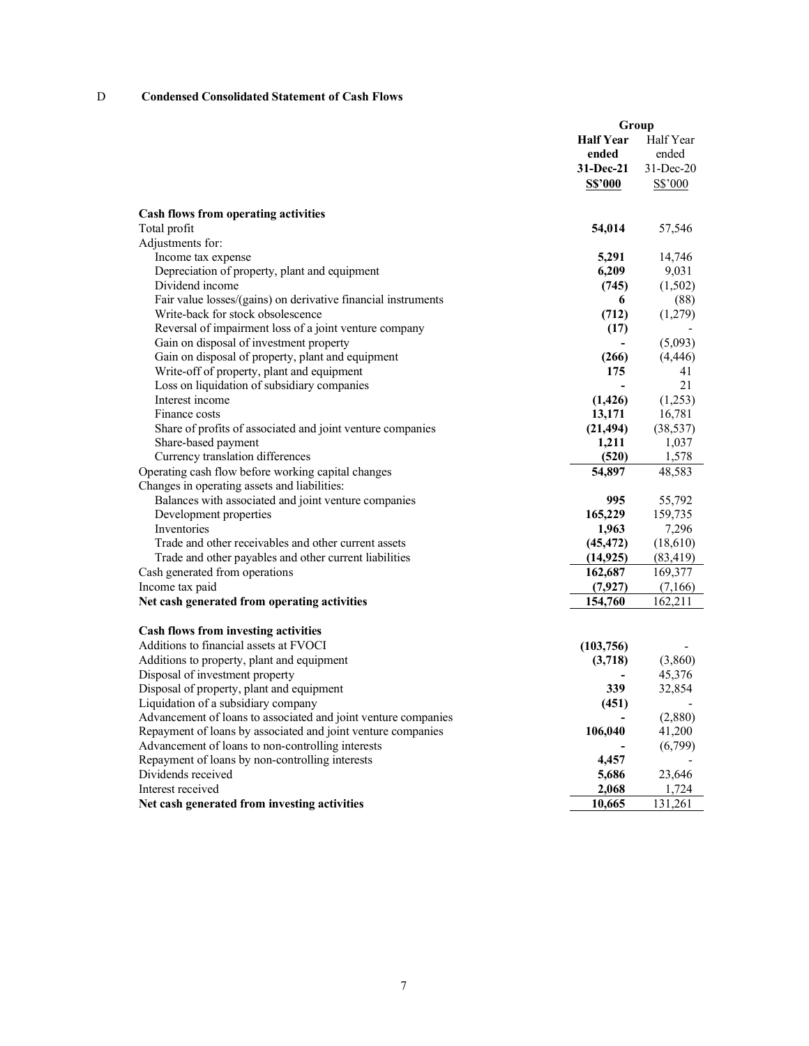## D Condensed Consolidated Statement of Cash Flows

| | Group | |
|---|---|---|
| | **Half Year ended 31-Dec-21 S$'000** | Half Year ended 31-Dec-20 S$'000 |
| **Cash flows from operating activities** | | |
| Total profit | **54,014** | 57,546 |
| Adjustments for: | | |
| Income tax expense | **5,291** | 14,746 |
| Depreciation of property, plant and equipment | **6,209** | 9,031 |
| Dividend income | **(745)** | (1,502) |
| Fair value losses/(gains) on derivative financial instruments | **6** | (88) |
| Write-back for stock obsolescence | **(712)** | (1,279) |
| Reversal of impairment loss of a joint venture company | **(17)** | - |
| Gain on disposal of investment property | **-** | (5,093) |
| Gain on disposal of property, plant and equipment | **(266)** | (4,446) |
| Write-off of property, plant and equipment | **175** | 41 |
| Loss on liquidation of subsidiary companies | **-** | 21 |
| Interest income | **(1,426)** | (1,253) |
| Finance costs | **13,171** | 16,781 |
| Share of profits of associated and joint venture companies | **(21,494)** | (38,537) |
| Share-based payment | **1,211** | 1,037 |
| Currency translation differences | **(520)** | 1,578 |
| Operating cash flow before working capital changes | **54,897** | 48,583 |
| Changes in operating assets and liabilities: | | |
| Balances with associated and joint venture companies | **995** | 55,792 |
| Development properties | **165,229** | 159,735 |
| Inventories | **1,963** | 7,296 |
| Trade and other receivables and other current assets | **(45,472)** | (18,610) |
| Trade and other payables and other current liabilities | **(14,925)** | (83,419) |
| Cash generated from operations | **162,687** | 169,377 |
| Income tax paid | **(7,927)** | (7,166) |
| **Net cash generated from operating activities** | **154,760** | 162,211 |
| | | |
| **Cash flows from investing activities** | | |
| Additions to financial assets at FVOCI | **(103,756)** | - |
| Additions to property, plant and equipment | **(3,718)** | (3,860) |
| Disposal of investment property | **-** | 45,376 |
| Disposal of property, plant and equipment | **339** | 32,854 |
| Liquidation of a subsidiary company | **(451)** | - |
| Advancement of loans to associated and joint venture companies | **-** | (2,880) |
| Repayment of loans by associated and joint venture companies | **106,040** | 41,200 |
| Advancement of loans to non-controlling interests | **-** | (6,799) |
| Repayment of loans by non-controlling interests | **4,457** | - |
| Dividends received | **5,686** | 23,646 |
| Interest received | **2,068** | 1,724 |
| **Net cash generated from investing activities** | **10,665** | 131,261 |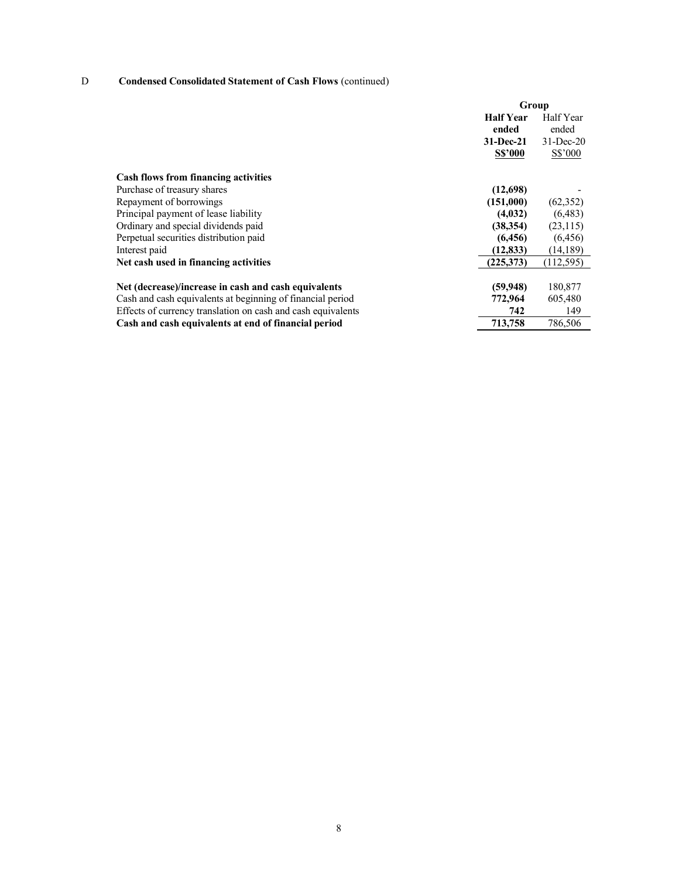D **Condensed Consolidated Statement of Cash Flows** (continued)

| | **Group** | |
|---|---|---|
| | **Half Year ended 31-Dec-21 S$'000** | Half Year ended 31-Dec-20 S$'000 |
| **Cash flows from financing activities** | | |
| Purchase of treasury shares | **(12,698)** | - |
| Repayment of borrowings | **(151,000)** | (62,352) |
| Principal payment of lease liability | **(4,032)** | (6,483) |
| Ordinary and special dividends paid | **(38,354)** | (23,115) |
| Perpetual securities distribution paid | **(6,456)** | (6,456) |
| Interest paid | **(12,833)** | (14,189) |
| **Net cash used in financing activities** | **(225,373)** | (112,595) |
| | | |
| **Net (decrease)/increase in cash and cash equivalents** | **(59,948)** | 180,877 |
| Cash and cash equivalents at beginning of financial period | **772,964** | 605,480 |
| Effects of currency translation on cash and cash equivalents | **742** | 149 |
| **Cash and cash equivalents at end of financial period** | **713,758** | 786,506 |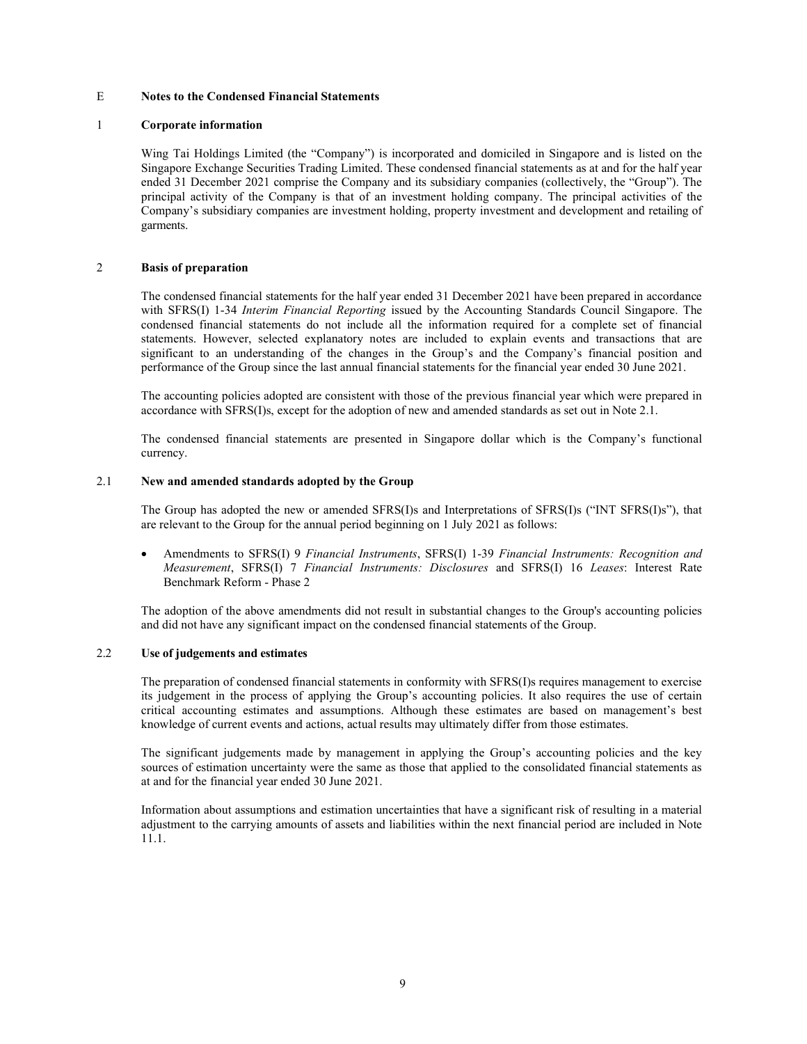# E Notes to the Condensed Financial Statements

## 1 Corporate information

Wing Tai Holdings Limited (the "Company") is incorporated and domiciled in Singapore and is listed on the Singapore Exchange Securities Trading Limited. These condensed financial statements as at and for the half year ended 31 December 2021 comprise the Company and its subsidiary companies (collectively, the "Group"). The principal activity of the Company is that of an investment holding company. The principal activities of the Company's subsidiary companies are investment holding, property investment and development and retailing of garments.

## 2 Basis of preparation

The condensed financial statements for the half year ended 31 December 2021 have been prepared in accordance with SFRS(I) 1-34 *Interim Financial Reporting* issued by the Accounting Standards Council Singapore. The condensed financial statements do not include all the information required for a complete set of financial statements. However, selected explanatory notes are included to explain events and transactions that are significant to an understanding of the changes in the Group's and the Company's financial position and performance of the Group since the last annual financial statements for the financial year ended 30 June 2021.

The accounting policies adopted are consistent with those of the previous financial year which were prepared in accordance with SFRS(I)s, except for the adoption of new and amended standards as set out in Note 2.1.

The condensed financial statements are presented in Singapore dollar which is the Company's functional currency.

### 2.1 New and amended standards adopted by the Group

The Group has adopted the new or amended SFRS(I)s and Interpretations of SFRS(I)s ("INT SFRS(I)s"), that are relevant to the Group for the annual period beginning on 1 July 2021 as follows:

- Amendments to SFRS(I) 9 *Financial Instruments*, SFRS(I) 1-39 *Financial Instruments: Recognition and Measurement*, SFRS(I) 7 *Financial Instruments: Disclosures* and SFRS(I) 16 *Leases*: Interest Rate Benchmark Reform - Phase 2

The adoption of the above amendments did not result in substantial changes to the Group's accounting policies and did not have any significant impact on the condensed financial statements of the Group.

### 2.2 Use of judgements and estimates

The preparation of condensed financial statements in conformity with SFRS(I)s requires management to exercise its judgement in the process of applying the Group's accounting policies. It also requires the use of certain critical accounting estimates and assumptions. Although these estimates are based on management's best knowledge of current events and actions, actual results may ultimately differ from those estimates.

The significant judgements made by management in applying the Group's accounting policies and the key sources of estimation uncertainty were the same as those that applied to the consolidated financial statements as at and for the financial year ended 30 June 2021.

Information about assumptions and estimation uncertainties that have a significant risk of resulting in a material adjustment to the carrying amounts of assets and liabilities within the next financial period are included in Note 11.1.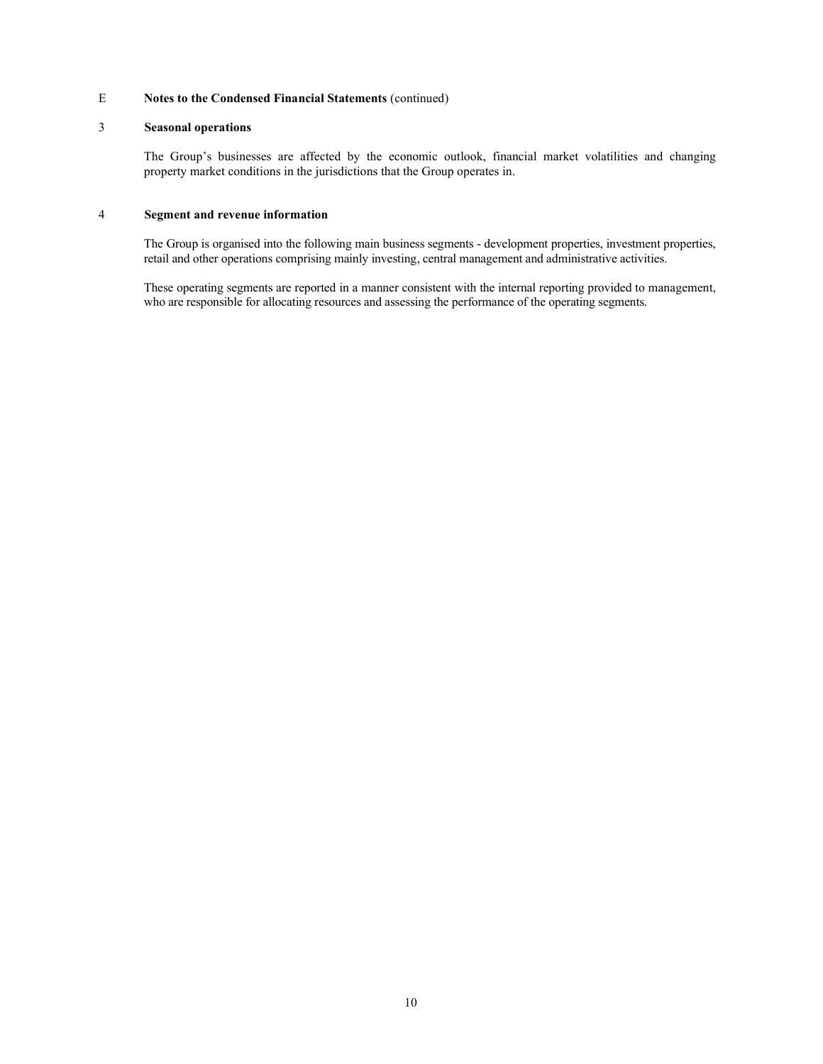## E Notes to the Condensed Financial Statements (continued)

### 3 Seasonal operations

The Group's businesses are affected by the economic outlook, financial market volatilities and changing property market conditions in the jurisdictions that the Group operates in.

### 4 Segment and revenue information

The Group is organised into the following main business segments - development properties, investment properties, retail and other operations comprising mainly investing, central management and administrative activities.

These operating segments are reported in a manner consistent with the internal reporting provided to management, who are responsible for allocating resources and assessing the performance of the operating segments.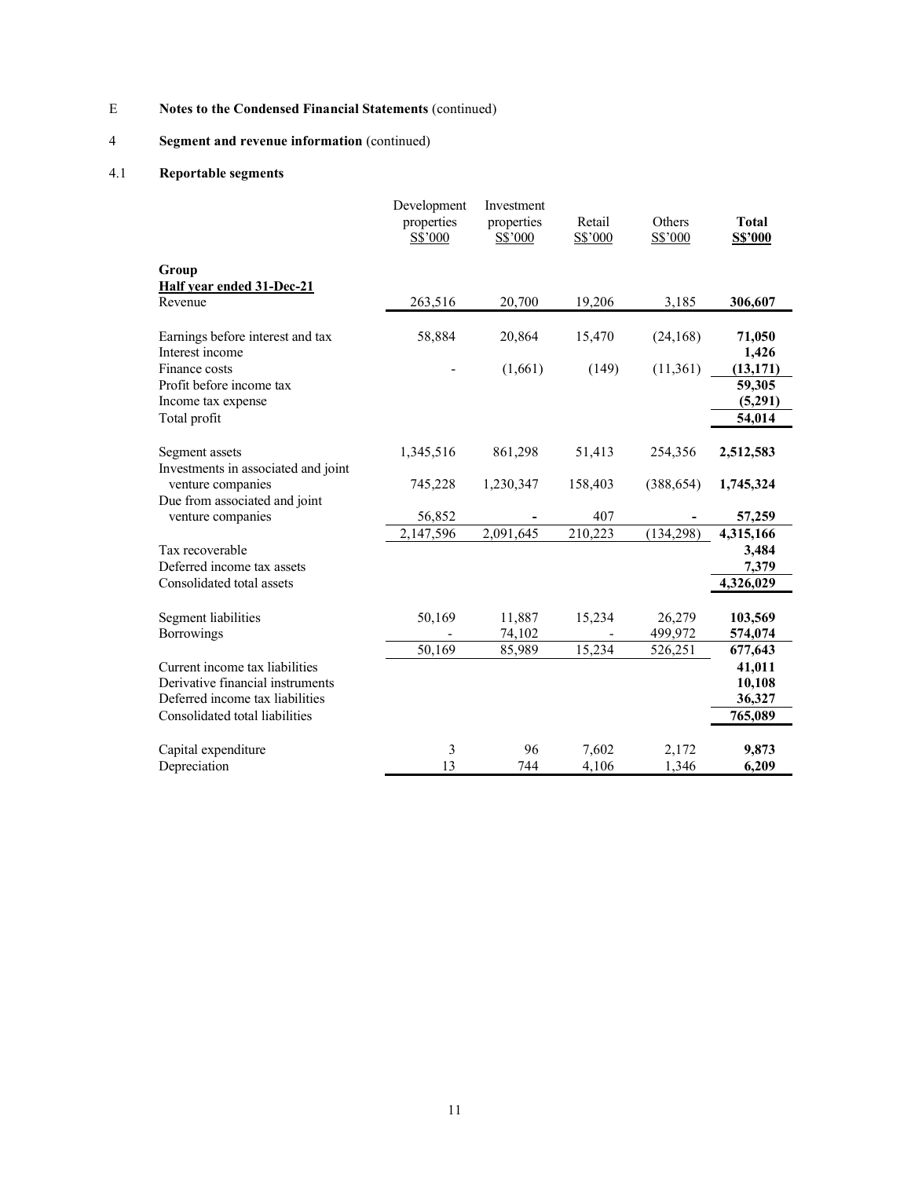E **Notes to the Condensed Financial Statements** (continued)

4 **Segment and revenue information** (continued)

4.1 **Reportable segments**

| | Development properties S$'000 | Investment properties S$'000 | Retail S$'000 | Others S$'000 | **Total S$'000** |
|---|---|---|---|---|---|
| **Group** | | | | | |
| **Half year ended 31-Dec-21** | | | | | |
| Revenue | 263,516 | 20,700 | 19,206 | 3,185 | **306,607** |
| | | | | | |
| Earnings before interest and tax | 58,884 | 20,864 | 15,470 | (24,168) | **71,050** |
| Interest income | | | | | **1,426** |
| Finance costs | - | (1,661) | (149) | (11,361) | **(13,171)** |
| Profit before income tax | | | | | **59,305** |
| Income tax expense | | | | | **(5,291)** |
| Total profit | | | | | **54,014** |
| | | | | | |
| Segment assets | 1,345,516 | 861,298 | 51,413 | 254,356 | **2,512,583** |
| Investments in associated and joint venture companies | 745,228 | 1,230,347 | 158,403 | (388,654) | **1,745,324** |
| Due from associated and joint venture companies | 56,852 | - | 407 | - | **57,259** |
| | 2,147,596 | 2,091,645 | 210,223 | (134,298) | **4,315,166** |
| Tax recoverable | | | | | **3,484** |
| Deferred income tax assets | | | | | **7,379** |
| Consolidated total assets | | | | | **4,326,029** |
| | | | | | |
| Segment liabilities | 50,169 | 11,887 | 15,234 | 26,279 | **103,569** |
| Borrowings | - | 74,102 | - | 499,972 | **574,074** |
| | 50,169 | 85,989 | 15,234 | 526,251 | **677,643** |
| Current income tax liabilities | | | | | **41,011** |
| Derivative financial instruments | | | | | **10,108** |
| Deferred income tax liabilities | | | | | **36,327** |
| Consolidated total liabilities | | | | | **765,089** |
| | | | | | |
| Capital expenditure | 3 | 96 | 7,602 | 2,172 | **9,873** |
| Depreciation | 13 | 744 | 4,106 | 1,346 | **6,209** |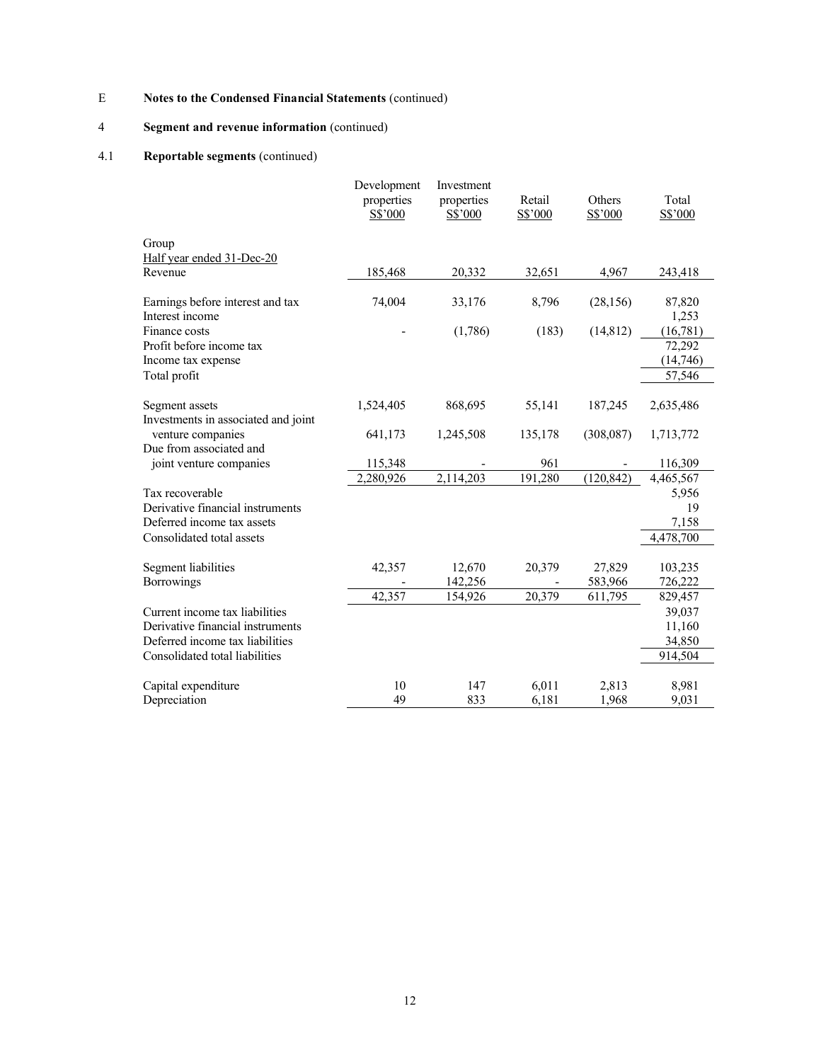E **Notes to the Condensed Financial Statements** (continued)

4 **Segment and revenue information** (continued)

4.1 **Reportable segments** (continued)

| | Development properties S$'000 | Investment properties S$'000 | Retail S$'000 | Others S$'000 | Total S$'000 |
|---|---|---|---|---|---|
| Group | | | | | |
| Half year ended 31-Dec-20 | | | | | |
| Revenue | 185,468 | 20,332 | 32,651 | 4,967 | 243,418 |
| | | | | | |
| Earnings before interest and tax | 74,004 | 33,176 | 8,796 | (28,156) | 87,820 |
| Interest income | | | | | 1,253 |
| Finance costs | - | (1,786) | (183) | (14,812) | (16,781) |
| Profit before income tax | | | | | 72,292 |
| Income tax expense | | | | | (14,746) |
| Total profit | | | | | 57,546 |
| | | | | | |
| Segment assets | 1,524,405 | 868,695 | 55,141 | 187,245 | 2,635,486 |
| Investments in associated and joint venture companies | 641,173 | 1,245,508 | 135,178 | (308,087) | 1,713,772 |
| Due from associated and joint venture companies | 115,348 | - | 961 | - | 116,309 |
| | 2,280,926 | 2,114,203 | 191,280 | (120,842) | 4,465,567 |
| Tax recoverable | | | | | 5,956 |
| Derivative financial instruments | | | | | 19 |
| Deferred income tax assets | | | | | 7,158 |
| Consolidated total assets | | | | | 4,478,700 |
| | | | | | |
| Segment liabilities | 42,357 | 12,670 | 20,379 | 27,829 | 103,235 |
| Borrowings | - | 142,256 | - | 583,966 | 726,222 |
| | 42,357 | 154,926 | 20,379 | 611,795 | 829,457 |
| Current income tax liabilities | | | | | 39,037 |
| Derivative financial instruments | | | | | 11,160 |
| Deferred income tax liabilities | | | | | 34,850 |
| Consolidated total liabilities | | | | | 914,504 |
| | | | | | |
| Capital expenditure | 10 | 147 | 6,011 | 2,813 | 8,981 |
| Depreciation | 49 | 833 | 6,181 | 1,968 | 9,031 |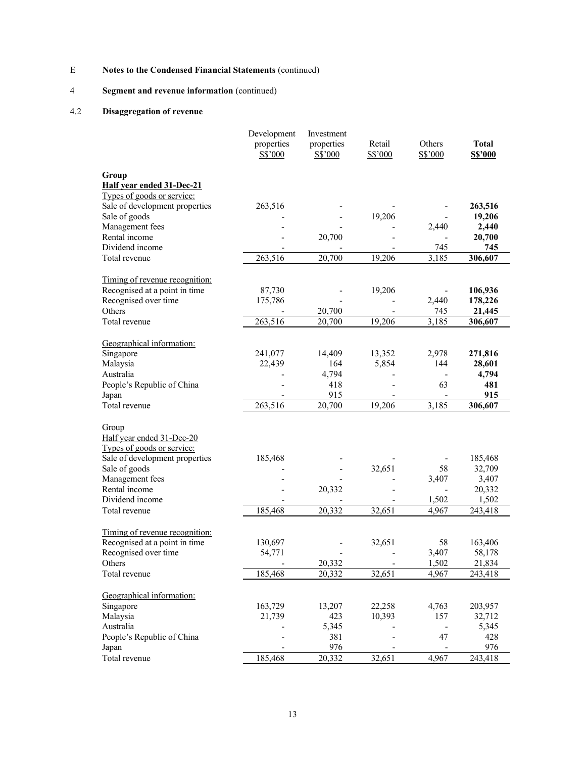E **Notes to the Condensed Financial Statements** (continued)

4 **Segment and revenue information** (continued)

4.2 **Disaggregation of revenue**

| | Development properties S$'000 | Investment properties S$'000 | Retail S$'000 | Others S$'000 | **Total S$'000** |
|---|---|---|---|---|---|
| **Group** | | | | | |
| **Half year ended 31-Dec-21** | | | | | |
| Types of goods or service: | | | | | |
| Sale of development properties | 263,516 | - | - | - | **263,516** |
| Sale of goods | - | - | 19,206 | - | **19,206** |
| Management fees | - | - | - | 2,440 | **2,440** |
| Rental income | - | 20,700 | - | - | **20,700** |
| Dividend income | - | - | - | 745 | **745** |
| Total revenue | 263,516 | 20,700 | 19,206 | 3,185 | **306,607** |
| | | | | | |
| Timing of revenue recognition: | | | | | |
| Recognised at a point in time | 87,730 | - | 19,206 | - | **106,936** |
| Recognised over time | 175,786 | - | - | 2,440 | **178,226** |
| Others | - | 20,700 | - | 745 | **21,445** |
| Total revenue | 263,516 | 20,700 | 19,206 | 3,185 | **306,607** |
| | | | | | |
| Geographical information: | | | | | |
| Singapore | 241,077 | 14,409 | 13,352 | 2,978 | **271,816** |
| Malaysia | 22,439 | 164 | 5,854 | 144 | **28,601** |
| Australia | - | 4,794 | - | - | **4,794** |
| People's Republic of China | - | 418 | - | 63 | **481** |
| Japan | - | 915 | - | - | **915** |
| Total revenue | 263,516 | 20,700 | 19,206 | 3,185 | **306,607** |
| | | | | | |
| Group | | | | | |
| Half year ended 31-Dec-20 | | | | | |
| Types of goods or service: | | | | | |
| Sale of development properties | 185,468 | - | - | - | 185,468 |
| Sale of goods | - | - | 32,651 | 58 | 32,709 |
| Management fees | - | - | - | 3,407 | 3,407 |
| Rental income | - | 20,332 | - | - | 20,332 |
| Dividend income | - | - | - | 1,502 | 1,502 |
| Total revenue | 185,468 | 20,332 | 32,651 | 4,967 | 243,418 |
| | | | | | |
| Timing of revenue recognition: | | | | | |
| Recognised at a point in time | 130,697 | - | 32,651 | 58 | 163,406 |
| Recognised over time | 54,771 | - | - | 3,407 | 58,178 |
| Others | - | 20,332 | - | 1,502 | 21,834 |
| Total revenue | 185,468 | 20,332 | 32,651 | 4,967 | 243,418 |
| | | | | | |
| Geographical information: | | | | | |
| Singapore | 163,729 | 13,207 | 22,258 | 4,763 | 203,957 |
| Malaysia | 21,739 | 423 | 10,393 | 157 | 32,712 |
| Australia | - | 5,345 | - | - | 5,345 |
| People's Republic of China | - | 381 | - | 47 | 428 |
| Japan | - | 976 | - | - | 976 |
| Total revenue | 185,468 | 20,332 | 32,651 | 4,967 | 243,418 |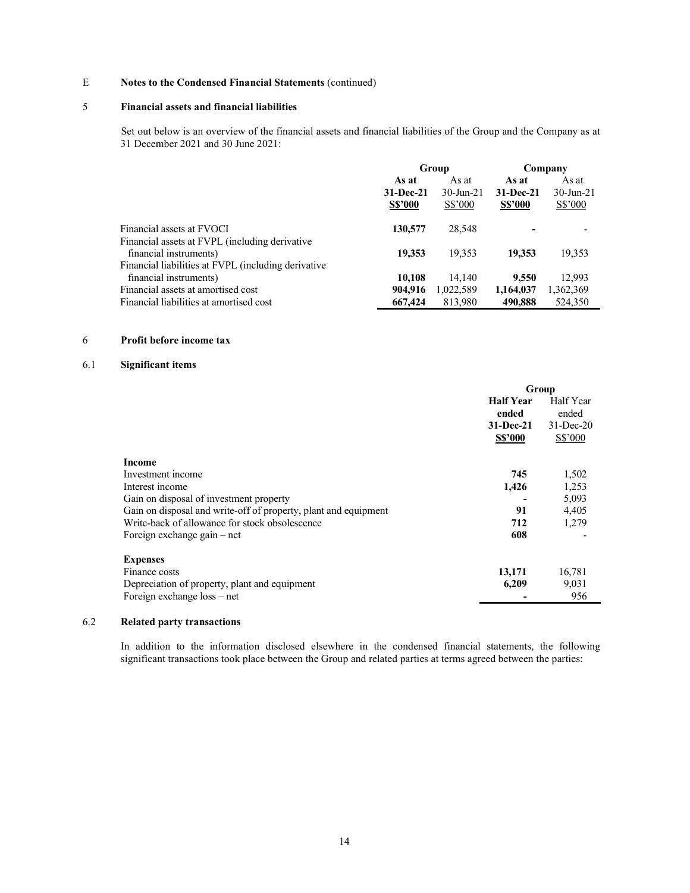E **Notes to the Condensed Financial Statements** (continued)

## 5 Financial assets and financial liabilities

Set out below is an overview of the financial assets and financial liabilities of the Group and the Company as at 31 December 2021 and 30 June 2021:

| | Group | | Company | |
|---|---|---|---|---|
| | **As at 31-Dec-21 S$'000** | As at 30-Jun-21 S$'000 | **As at 31-Dec-21 S$'000** | As at 30-Jun-21 S$'000 |
| Financial assets at FVOCI | **130,577** | 28,548 | **-** | - |
| Financial assets at FVPL (including derivative financial instruments) | **19,353** | 19,353 | **19,353** | 19,353 |
| Financial liabilities at FVPL (including derivative financial instruments) | **10,108** | 14,140 | **9,550** | 12,993 |
| Financial assets at amortised cost | **904,916** | 1,022,589 | **1,164,037** | 1,362,369 |
| Financial liabilities at amortised cost | **667,424** | 813,980 | **490,888** | 524,350 |

## 6 Profit before income tax

### 6.1 Significant items

| | Group | |
|---|---|---|
| | **Half Year ended 31-Dec-21 S$'000** | Half Year ended 31-Dec-20 S$'000 |
| **Income** | | |
| Investment income | **745** | 1,502 |
| Interest income | **1,426** | 1,253 |
| Gain on disposal of investment property | **-** | 5,093 |
| Gain on disposal and write-off of property, plant and equipment | **91** | 4,405 |
| Write-back of allowance for stock obsolescence | **712** | 1,279 |
| Foreign exchange gain – net | **608** | - |
| **Expenses** | | |
| Finance costs | **13,171** | 16,781 |
| Depreciation of property, plant and equipment | **6,209** | 9,031 |
| Foreign exchange loss – net | **-** | 956 |

### 6.2 Related party transactions

In addition to the information disclosed elsewhere in the condensed financial statements, the following significant transactions took place between the Group and related parties at terms agreed between the parties: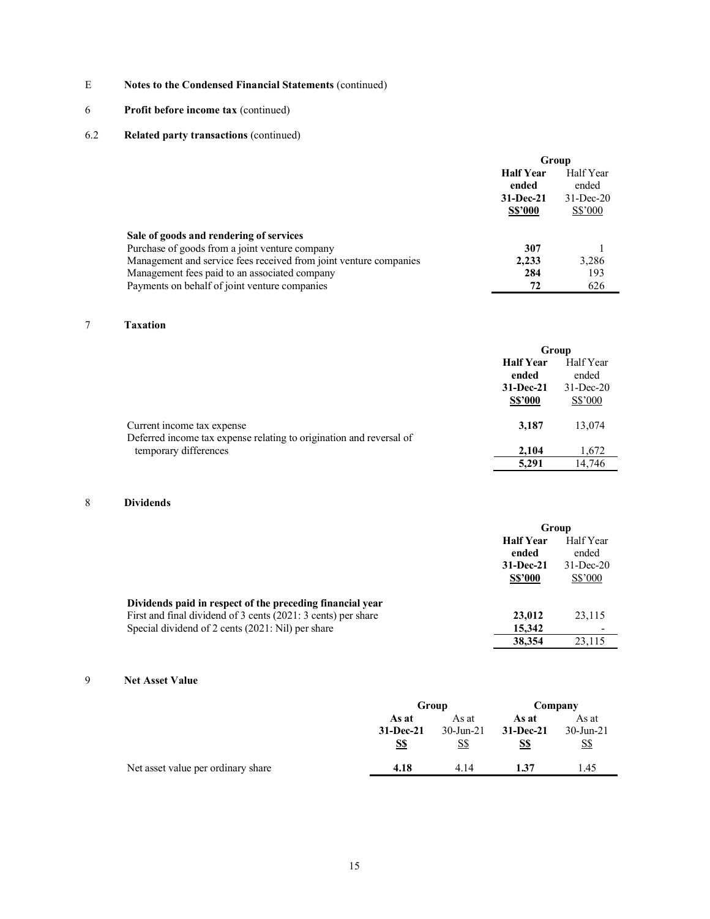E **Notes to the Condensed Financial Statements** (continued)

6 **Profit before income tax** (continued)

6.2 **Related party transactions** (continued)

| | Group | |
|---|---|---|
| | **Half Year ended 31-Dec-21 S$'000** | Half Year ended 31-Dec-20 S$'000 |
| **Sale of goods and rendering of services** | | |
| Purchase of goods from a joint venture company | **307** | 1 |
| Management and service fees received from joint venture companies | **2,233** | 3,286 |
| Management fees paid to an associated company | **284** | 193 |
| Payments on behalf of joint venture companies | **72** | 626 |

7 **Taxation**

| | Group | |
|---|---|---|
| | **Half Year ended 31-Dec-21 S$'000** | Half Year ended 31-Dec-20 S$'000 |
| Current income tax expense | **3,187** | 13,074 |
| Deferred income tax expense relating to origination and reversal of temporary differences | **2,104** | 1,672 |
| | **5,291** | 14,746 |

8 **Dividends**

| | Group | |
|---|---|---|
| | **Half Year ended 31-Dec-21 S$'000** | Half Year ended 31-Dec-20 S$'000 |
| **Dividends paid in respect of the preceding financial year** | | |
| First and final dividend of 3 cents (2021: 3 cents) per share | **23,012** | 23,115 |
| Special dividend of 2 cents (2021: Nil) per share | **15,342** | - |
| | **38,354** | 23,115 |

9 **Net Asset Value**

| | Group | | Company | |
|---|---|---|---|---|
| | **As at 31-Dec-21 S$** | As at 30-Jun-21 S$ | **As at 31-Dec-21 S$** | As at 30-Jun-21 S$ |
| Net asset value per ordinary share | **4.18** | 4.14 | **1.37** | 1.45 |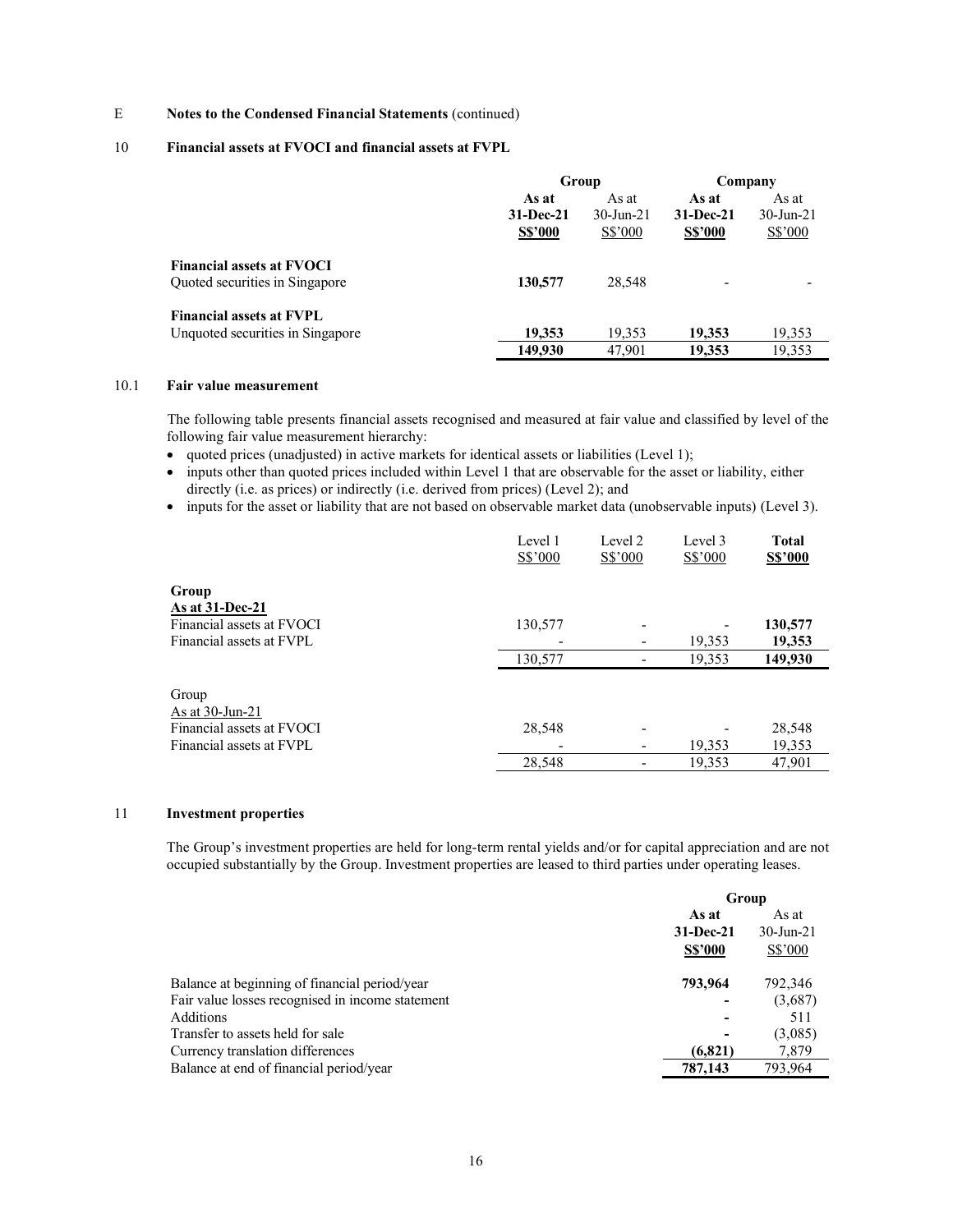E **Notes to the Condensed Financial Statements** (continued)

## 10 Financial assets at FVOCI and financial assets at FVPL

| | Group | | Company | |
|---|---|---|---|---|
| | **As at 31-Dec-21 S$'000** | As at 30-Jun-21 S$'000 | **As at 31-Dec-21 S$'000** | As at 30-Jun-21 S$'000 |
| **Financial assets at FVOCI** | | | | |
| Quoted securities in Singapore | **130,577** | 28,548 | - | - |
| **Financial assets at FVPL** | | | | |
| Unquoted securities in Singapore | **19,353** | 19,353 | **19,353** | 19,353 |
| | **149,930** | 47,901 | **19,353** | 19,353 |

### 10.1 Fair value measurement

The following table presents financial assets recognised and measured at fair value and classified by level of the following fair value measurement hierarchy:

- quoted prices (unadjusted) in active markets for identical assets or liabilities (Level 1);
- inputs other than quoted prices included within Level 1 that are observable for the asset or liability, either directly (i.e. as prices) or indirectly (i.e. derived from prices) (Level 2); and
- inputs for the asset or liability that are not based on observable market data (unobservable inputs) (Level 3).

| | Level 1 S$'000 | Level 2 S$'000 | Level 3 S$'000 | **Total S$'000** |
|---|---|---|---|---|
| **Group** | | | | |
| **As at 31-Dec-21** | | | | |
| Financial assets at FVOCI | 130,577 | - | - | **130,577** |
| Financial assets at FVPL | - | - | 19,353 | **19,353** |
| | 130,577 | - | 19,353 | **149,930** |
| Group | | | | |
| As at 30-Jun-21 | | | | |
| Financial assets at FVOCI | 28,548 | - | - | 28,548 |
| Financial assets at FVPL | - | - | 19,353 | 19,353 |
| | 28,548 | - | 19,353 | 47,901 |

## 11 Investment properties

The Group's investment properties are held for long-term rental yields and/or for capital appreciation and are not occupied substantially by the Group. Investment properties are leased to third parties under operating leases.

| | Group | |
|---|---|---|
| | **As at 31-Dec-21 S$'000** | As at 30-Jun-21 S$'000 |
| Balance at beginning of financial period/year | **793,964** | 792,346 |
| Fair value losses recognised in income statement | **-** | (3,687) |
| Additions | **-** | 511 |
| Transfer to assets held for sale | **-** | (3,085) |
| Currency translation differences | **(6,821)** | 7,879 |
| Balance at end of financial period/year | **787,143** | 793,964 |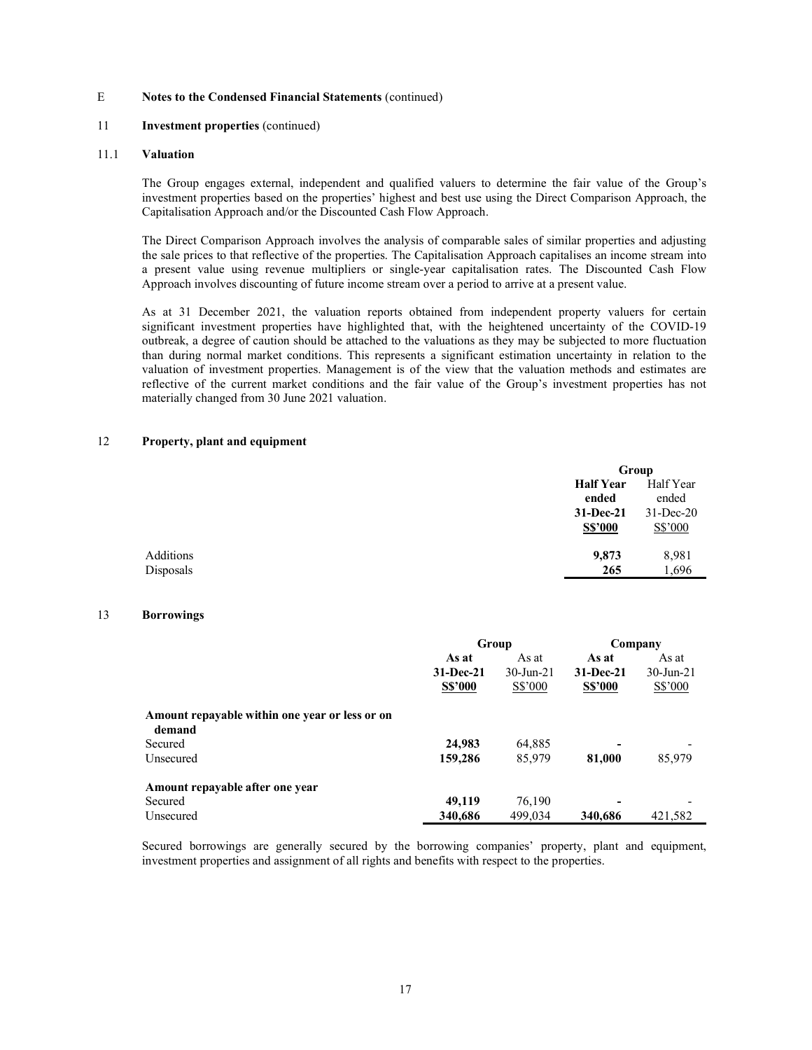E **Notes to the Condensed Financial Statements** (continued)

11 **Investment properties** (continued)

### 11.1 Valuation

The Group engages external, independent and qualified valuers to determine the fair value of the Group's investment properties based on the properties' highest and best use using the Direct Comparison Approach, the Capitalisation Approach and/or the Discounted Cash Flow Approach.

The Direct Comparison Approach involves the analysis of comparable sales of similar properties and adjusting the sale prices to that reflective of the properties. The Capitalisation Approach capitalises an income stream into a present value using revenue multipliers or single-year capitalisation rates. The Discounted Cash Flow Approach involves discounting of future income stream over a period to arrive at a present value.

As at 31 December 2021, the valuation reports obtained from independent property valuers for certain significant investment properties have highlighted that, with the heightened uncertainty of the COVID-19 outbreak, a degree of caution should be attached to the valuations as they may be subjected to more fluctuation than during normal market conditions. This represents a significant estimation uncertainty in relation to the valuation of investment properties. Management is of the view that the valuation methods and estimates are reflective of the current market conditions and the fair value of the Group's investment properties has not materially changed from 30 June 2021 valuation.

## 12 Property, plant and equipment

| | Group | |
|---|---|---|
| | **Half Year ended 31-Dec-21 S$'000** | Half Year ended 31-Dec-20 S$'000 |
| Additions | **9,873** | 8,981 |
| Disposals | **265** | 1,696 |

## 13 Borrowings

| | Group | | Company | |
|---|---|---|---|---|
| | **As at 31-Dec-21 S$'000** | As at 30-Jun-21 S$'000 | **As at 31-Dec-21 S$'000** | As at 30-Jun-21 S$'000 |
| **Amount repayable within one year or less or on demand** | | | | |
| Secured | **24,983** | 64,885 | **-** | - |
| Unsecured | **159,286** | 85,979 | **81,000** | 85,979 |
| **Amount repayable after one year** | | | | |
| Secured | **49,119** | 76,190 | **-** | - |
| Unsecured | **340,686** | 499,034 | **340,686** | 421,582 |

Secured borrowings are generally secured by the borrowing companies' property, plant and equipment, investment properties and assignment of all rights and benefits with respect to the properties.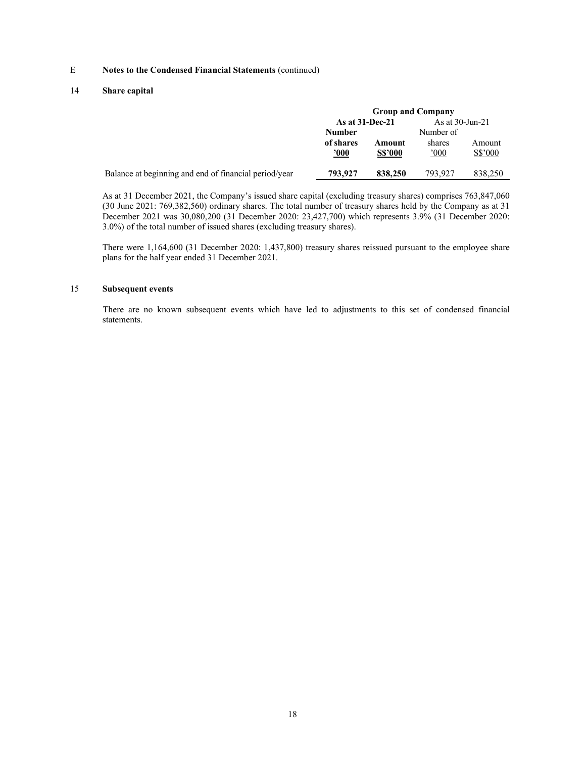E **Notes to the Condensed Financial Statements** (continued)

## 14 Share capital

| | Group and Company | | | |
|---|---|---|---|---|
| | **As at 31-Dec-21** | | As at 30-Jun-21 | |
| | **Number of shares '000** | **Amount S$'000** | Number of shares '000 | Amount S$'000 |
| Balance at beginning and end of financial period/year | **793,927** | **838,250** | 793,927 | 838,250 |

As at 31 December 2021, the Company's issued share capital (excluding treasury shares) comprises 763,847,060 (30 June 2021: 769,382,560) ordinary shares. The total number of treasury shares held by the Company as at 31 December 2021 was 30,080,200 (31 December 2020: 23,427,700) which represents 3.9% (31 December 2020: 3.0%) of the total number of issued shares (excluding treasury shares).

There were 1,164,600 (31 December 2020: 1,437,800) treasury shares reissued pursuant to the employee share plans for the half year ended 31 December 2021.

## 15 Subsequent events

There are no known subsequent events which have led to adjustments to this set of condensed financial statements.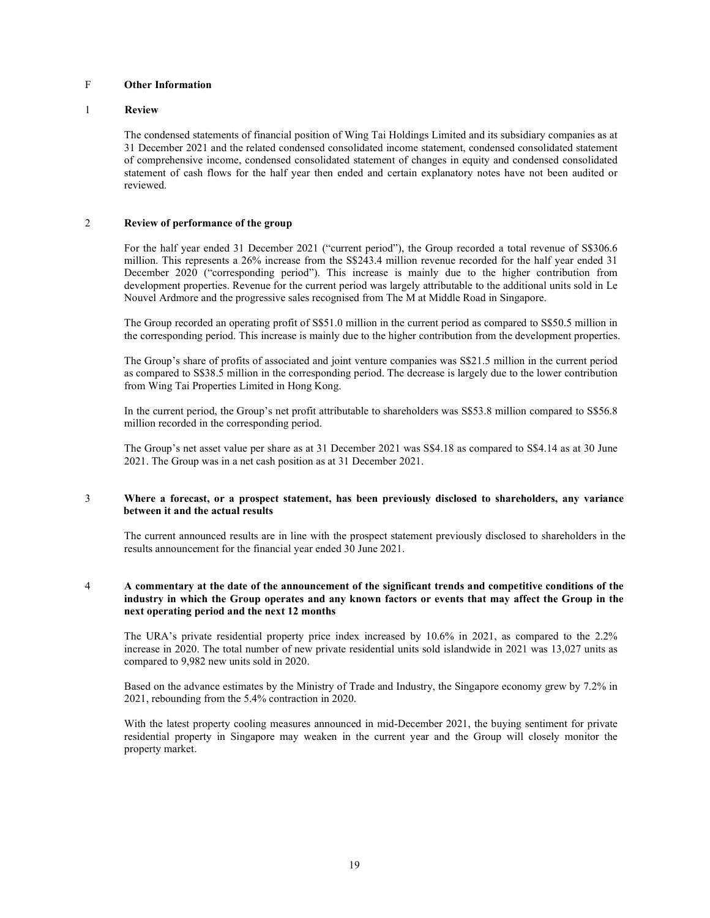## F Other Information

### 1 Review

The condensed statements of financial position of Wing Tai Holdings Limited and its subsidiary companies as at 31 December 2021 and the related condensed consolidated income statement, condensed consolidated statement of comprehensive income, condensed consolidated statement of changes in equity and condensed consolidated statement of cash flows for the half year then ended and certain explanatory notes have not been audited or reviewed.

### 2 Review of performance of the group

For the half year ended 31 December 2021 ("current period"), the Group recorded a total revenue of S$306.6 million. This represents a 26% increase from the S$243.4 million revenue recorded for the half year ended 31 December 2020 ("corresponding period"). This increase is mainly due to the higher contribution from development properties. Revenue for the current period was largely attributable to the additional units sold in Le Nouvel Ardmore and the progressive sales recognised from The M at Middle Road in Singapore.

The Group recorded an operating profit of S$51.0 million in the current period as compared to S$50.5 million in the corresponding period. This increase is mainly due to the higher contribution from the development properties.

The Group's share of profits of associated and joint venture companies was S$21.5 million in the current period as compared to S$38.5 million in the corresponding period. The decrease is largely due to the lower contribution from Wing Tai Properties Limited in Hong Kong.

In the current period, the Group's net profit attributable to shareholders was S$53.8 million compared to S$56.8 million recorded in the corresponding period.

The Group's net asset value per share as at 31 December 2021 was S$4.18 as compared to S$4.14 as at 30 June 2021. The Group was in a net cash position as at 31 December 2021.

### 3 Where a forecast, or a prospect statement, has been previously disclosed to shareholders, any variance between it and the actual results

The current announced results are in line with the prospect statement previously disclosed to shareholders in the results announcement for the financial year ended 30 June 2021.

### 4 A commentary at the date of the announcement of the significant trends and competitive conditions of the industry in which the Group operates and any known factors or events that may affect the Group in the next operating period and the next 12 months

The URA's private residential property price index increased by 10.6% in 2021, as compared to the 2.2% increase in 2020. The total number of new private residential units sold islandwide in 2021 was 13,027 units as compared to 9,982 new units sold in 2020.

Based on the advance estimates by the Ministry of Trade and Industry, the Singapore economy grew by 7.2% in 2021, rebounding from the 5.4% contraction in 2020.

With the latest property cooling measures announced in mid-December 2021, the buying sentiment for private residential property in Singapore may weaken in the current year and the Group will closely monitor the property market.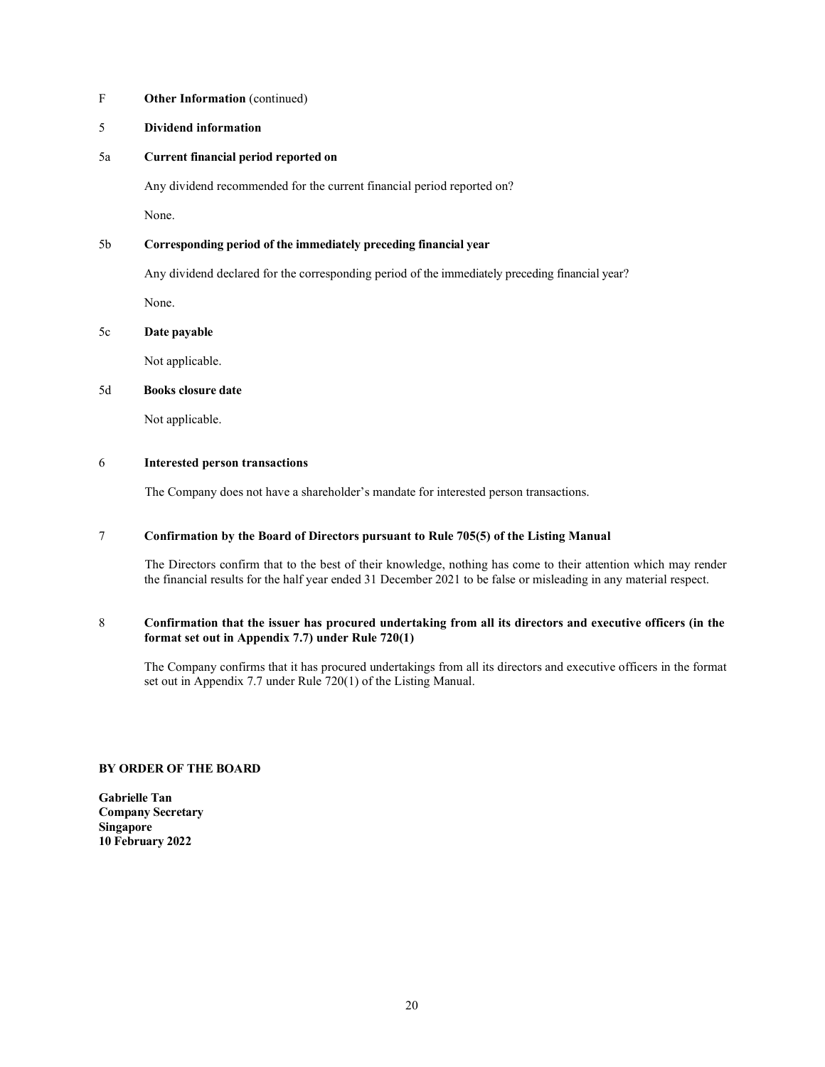## F Other Information (continued)

### 5 Dividend information

#### 5a Current financial period reported on

Any dividend recommended for the current financial period reported on?

None.

#### 5b Corresponding period of the immediately preceding financial year

Any dividend declared for the corresponding period of the immediately preceding financial year?

None.

#### 5c Date payable

Not applicable.

#### 5d Books closure date

Not applicable.

### 6 Interested person transactions

The Company does not have a shareholder's mandate for interested person transactions.

### 7 Confirmation by the Board of Directors pursuant to Rule 705(5) of the Listing Manual

The Directors confirm that to the best of their knowledge, nothing has come to their attention which may render the financial results for the half year ended 31 December 2021 to be false or misleading in any material respect.

### 8 Confirmation that the issuer has procured undertaking from all its directors and executive officers (in the format set out in Appendix 7.7) under Rule 720(1)

The Company confirms that it has procured undertakings from all its directors and executive officers in the format set out in Appendix 7.7 under Rule 720(1) of the Listing Manual.

**BY ORDER OF THE BOARD**

**Gabrielle Tan**
**Company Secretary**
**Singapore**
**10 February 2022**